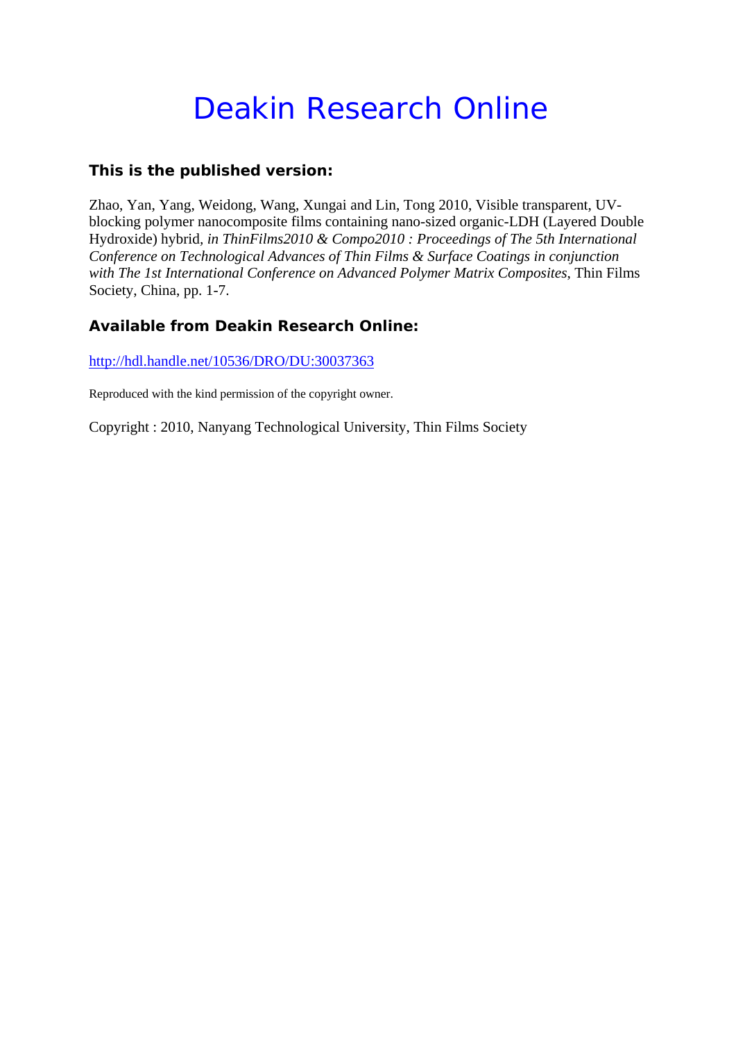# Deakin Research Online

## This is the published version:

Zhao, Yan, Yang, Weidong, Wang, Xungai and Lin, Tong 2010, Visible transparent, UV-blocking polymer nanocomposite films containing nano-sized organic-LDH (Layered Double Hydroxide) hybrid*, in ThinFilms2010 & Compo2010 : Proceedings of The 5th International Conference on Technological Advances of Thin Films & Surface Coatings in conjunction with The 1st International Conference on Advanced Polymer Matrix Composites*, Thin Films Society, China, pp. 1-7.

## Available from Deakin Research Online:

http://hdl.handle.net/10536/DRO/DU:30037363

Reproduced with the kind permission of the copyright owner.

Copyright : 2010, Nanyang Technological University, Thin Films Society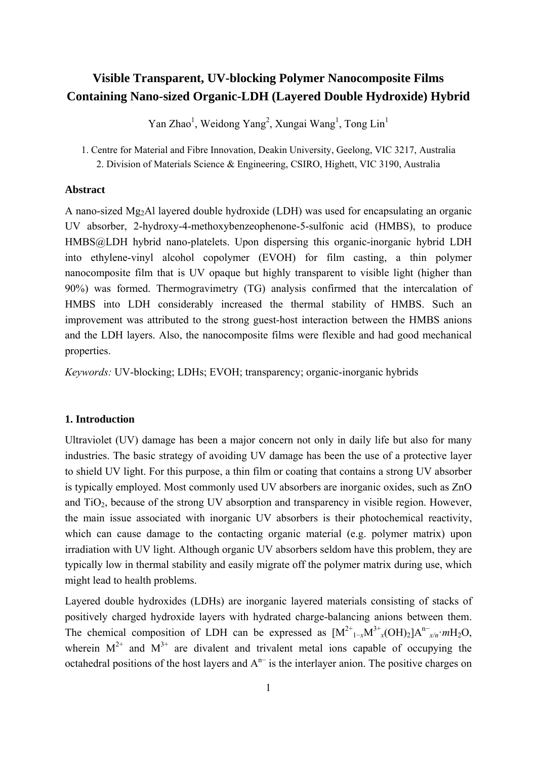# Visible Transparent, UV-blocking Polymer Nanocomposite Films Containing Nano-sized Organic-LDH (Layered Double Hydroxide) Hybrid

Yan Zhao[1], Weidong Yang[2], Xungai Wang[1], Tong Lin[1]

1. Centre for Material and Fibre Innovation, Deakin University, Geelong, VIC 3217, Australia
2. Division of Materials Science & Engineering, CSIRO, Highett, VIC 3190, Australia

## Abstract

A nano-sized $Mg_2Al$ layered double hydroxide (LDH) was used for encapsulating an organic UV absorber, 2-hydroxy-4-methoxybenzeophenone-5-sulfonic acid (HMBS), to produce HMBS@LDH hybrid nano-platelets. Upon dispersing this organic-inorganic hybrid LDH into ethylene-vinyl alcohol copolymer (EVOH) for film casting, a thin polymer nanocomposite film that is UV opaque but highly transparent to visible light (higher than 90%) was formed. Thermogravimetry (TG) analysis confirmed that the intercalation of HMBS into LDH considerably increased the thermal stability of HMBS. Such an improvement was attributed to the strong guest-host interaction between the HMBS anions and the LDH layers. Also, the nanocomposite films were flexible and had good mechanical properties.

*Keywords:* UV-blocking; LDHs; EVOH; transparency; organic-inorganic hybrids

## 1. Introduction

Ultraviolet (UV) damage has been a major concern not only in daily life but also for many industries. The basic strategy of avoiding UV damage has been the use of a protective layer to shield UV light. For this purpose, a thin film or coating that contains a strong UV absorber is typically employed. Most commonly used UV absorbers are inorganic oxides, such as ZnO and $TiO_2$, because of the strong UV absorption and transparency in visible region. However, the main issue associated with inorganic UV absorbers is their photochemical reactivity, which can cause damage to the contacting organic material (e.g. polymer matrix) upon irradiation with UV light. Although organic UV absorbers seldom have this problem, they are typically low in thermal stability and easily migrate off the polymer matrix during use, which might lead to health problems.

Layered double hydroxides (LDHs) are inorganic layered materials consisting of stacks of positively charged hydroxide layers with hydrated charge-balancing anions between them. The chemical composition of LDH can be expressed as $[M^{2+}_{1-x}M^{3+}_{x}(OH)_2]A^{n-}_{x/n}\cdot mH_2O$, wherein $M^{2+}$ and $M^{3+}$ are divalent and trivalent metal ions capable of occupying the octahedral positions of the host layers and $A^{n-}$ is the interlayer anion. The positive charges on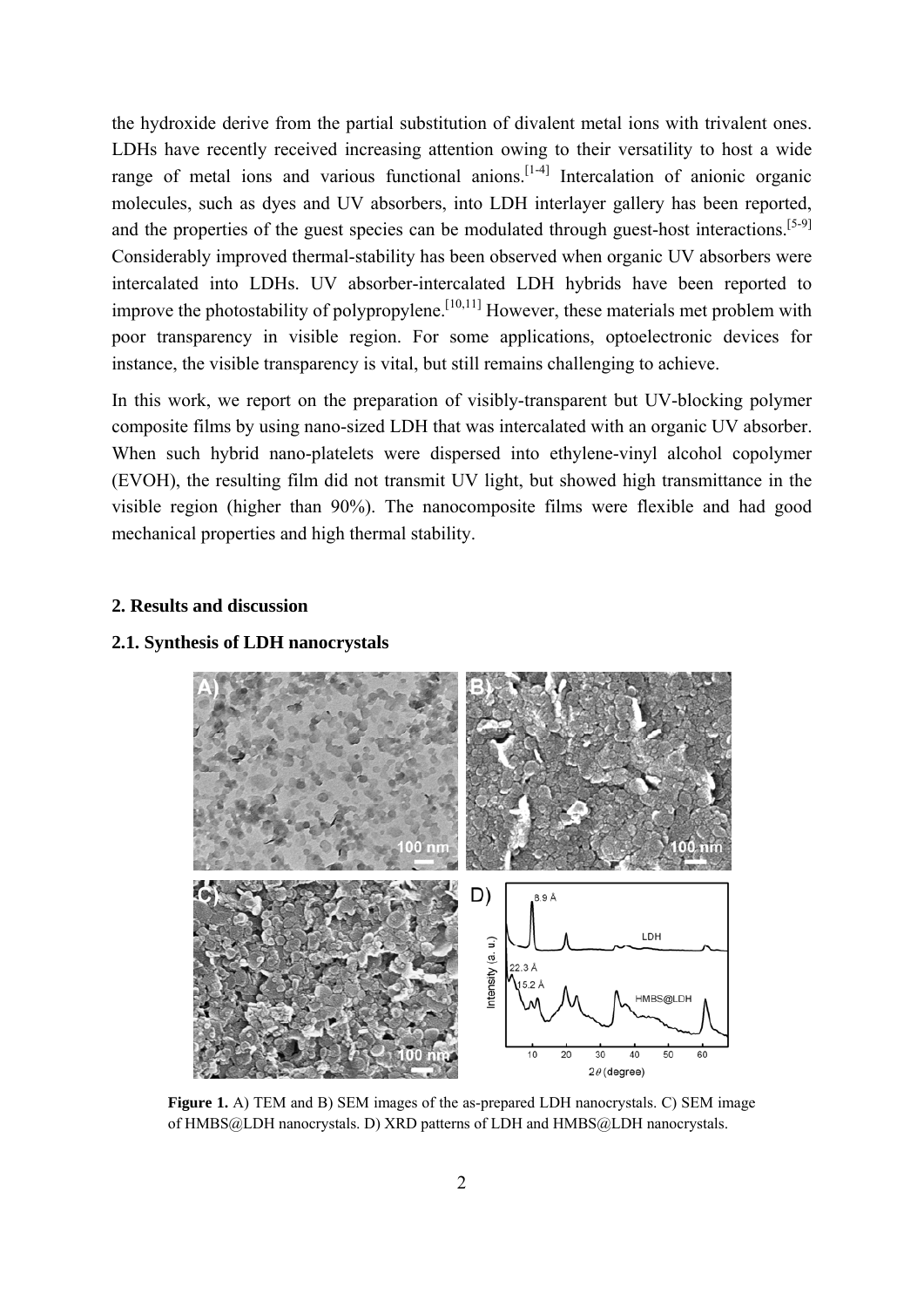the hydroxide derive from the partial substitution of divalent metal ions with trivalent ones. LDHs have recently received increasing attention owing to their versatility to host a wide range of metal ions and various functional anions.[1-4] Intercalation of anionic organic molecules, such as dyes and UV absorbers, into LDH interlayer gallery has been reported, and the properties of the guest species can be modulated through guest-host interactions.[5-9] Considerably improved thermal-stability has been observed when organic UV absorbers were intercalated into LDHs. UV absorber-intercalated LDH hybrids have been reported to improve the photostability of polypropylene.[10,11] However, these materials met problem with poor transparency in visible region. For some applications, optoelectronic devices for instance, the visible transparency is vital, but still remains challenging to achieve.

In this work, we report on the preparation of visibly-transparent but UV-blocking polymer composite films by using nano-sized LDH that was intercalated with an organic UV absorber. When such hybrid nano-platelets were dispersed into ethylene-vinyl alcohol copolymer (EVOH), the resulting film did not transmit UV light, but showed high transmittance in the visible region (higher than 90%). The nanocomposite films were flexible and had good mechanical properties and high thermal stability.

## 2. Results and discussion

### 2.1. Synthesis of LDH nanocrystals

**Figure 1.** A) TEM and B) SEM images of the as-prepared LDH nanocrystals. C) SEM image of HMBS@LDH nanocrystals. D) XRD patterns of LDH and HMBS@LDH nanocrystals.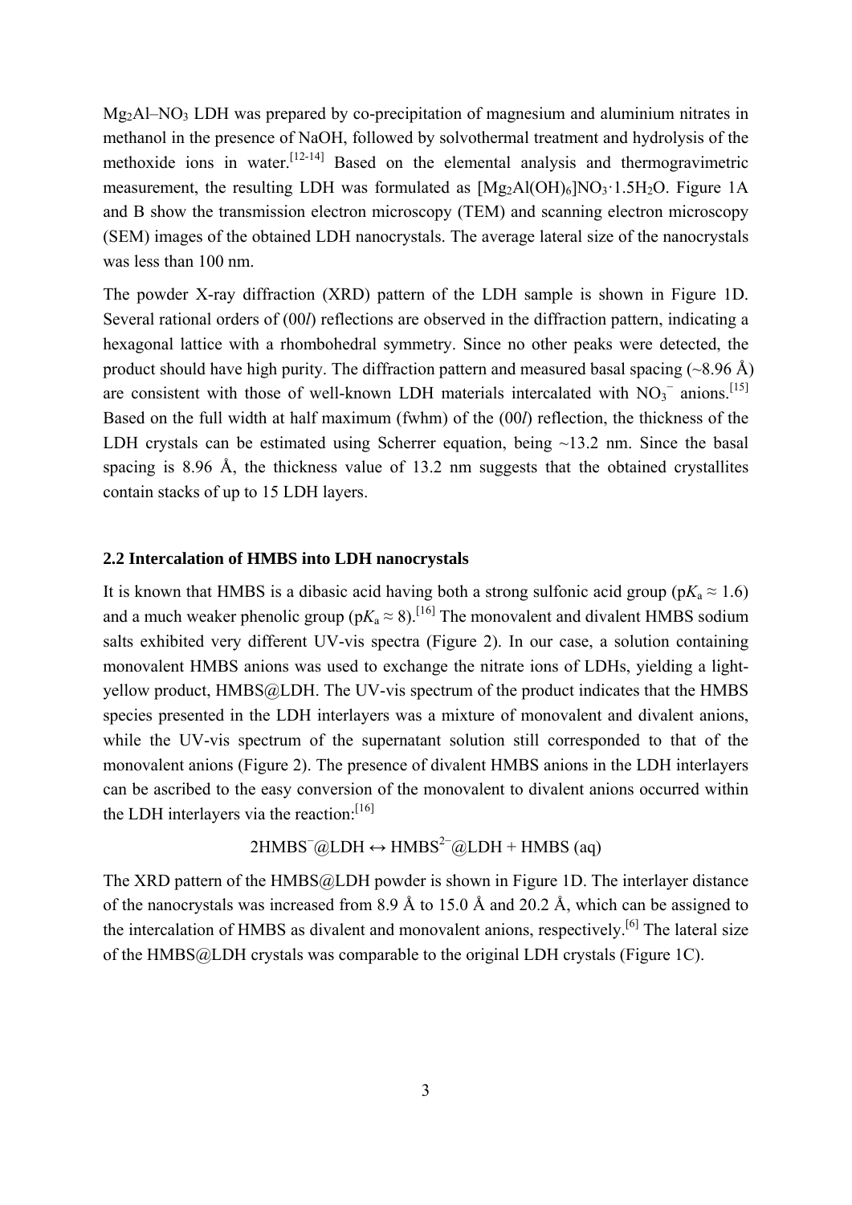$Mg_2Al–NO_3$ LDH was prepared by co-precipitation of magnesium and aluminium nitrates in methanol in the presence of NaOH, followed by solvothermal treatment and hydrolysis of the methoxide ions in water.[12-14] Based on the elemental analysis and thermogravimetric measurement, the resulting LDH was formulated as $[Mg_2Al(OH)_6]NO_3 \cdot 1.5H_2O$. Figure 1A and B show the transmission electron microscopy (TEM) and scanning electron microscopy (SEM) images of the obtained LDH nanocrystals. The average lateral size of the nanocrystals was less than 100 nm.

The powder X-ray diffraction (XRD) pattern of the LDH sample is shown in Figure 1D. Several rational orders of (00*l*) reflections are observed in the diffraction pattern, indicating a hexagonal lattice with a rhombohedral symmetry. Since no other peaks were detected, the product should have high purity. The diffraction pattern and measured basal spacing (~8.96 Å) are consistent with those of well-known LDH materials intercalated with $NO_3^-$ anions.[15] Based on the full width at half maximum (fwhm) of the (00*l*) reflection, the thickness of the LDH crystals can be estimated using Scherrer equation, being ~13.2 nm. Since the basal spacing is 8.96 Å, the thickness value of 13.2 nm suggests that the obtained crystallites contain stacks of up to 15 LDH layers.

### 2.2 Intercalation of HMBS into LDH nanocrystals

It is known that HMBS is a dibasic acid having both a strong sulfonic acid group ($pK_a \approx 1.6$) and a much weaker phenolic group ($pK_a \approx 8$).[16] The monovalent and divalent HMBS sodium salts exhibited very different UV-vis spectra (Figure 2). In our case, a solution containing monovalent HMBS anions was used to exchange the nitrate ions of LDHs, yielding a light-yellow product, HMBS@LDH. The UV-vis spectrum of the product indicates that the HMBS species presented in the LDH interlayers was a mixture of monovalent and divalent anions, while the UV-vis spectrum of the supernatant solution still corresponded to that of the monovalent anions (Figure 2). The presence of divalent HMBS anions in the LDH interlayers can be ascribed to the easy conversion of the monovalent to divalent anions occurred within the LDH interlayers via the reaction:[16]

$$2HMBS^{-}@LDH \leftrightarrow HMBS^{2-}@LDH + HMBS\ (aq)$$

The XRD pattern of the HMBS@LDH powder is shown in Figure 1D. The interlayer distance of the nanocrystals was increased from 8.9 Å to 15.0 Å and 20.2 Å, which can be assigned to the intercalation of HMBS as divalent and monovalent anions, respectively.[6] The lateral size of the HMBS@LDH crystals was comparable to the original LDH crystals (Figure 1C).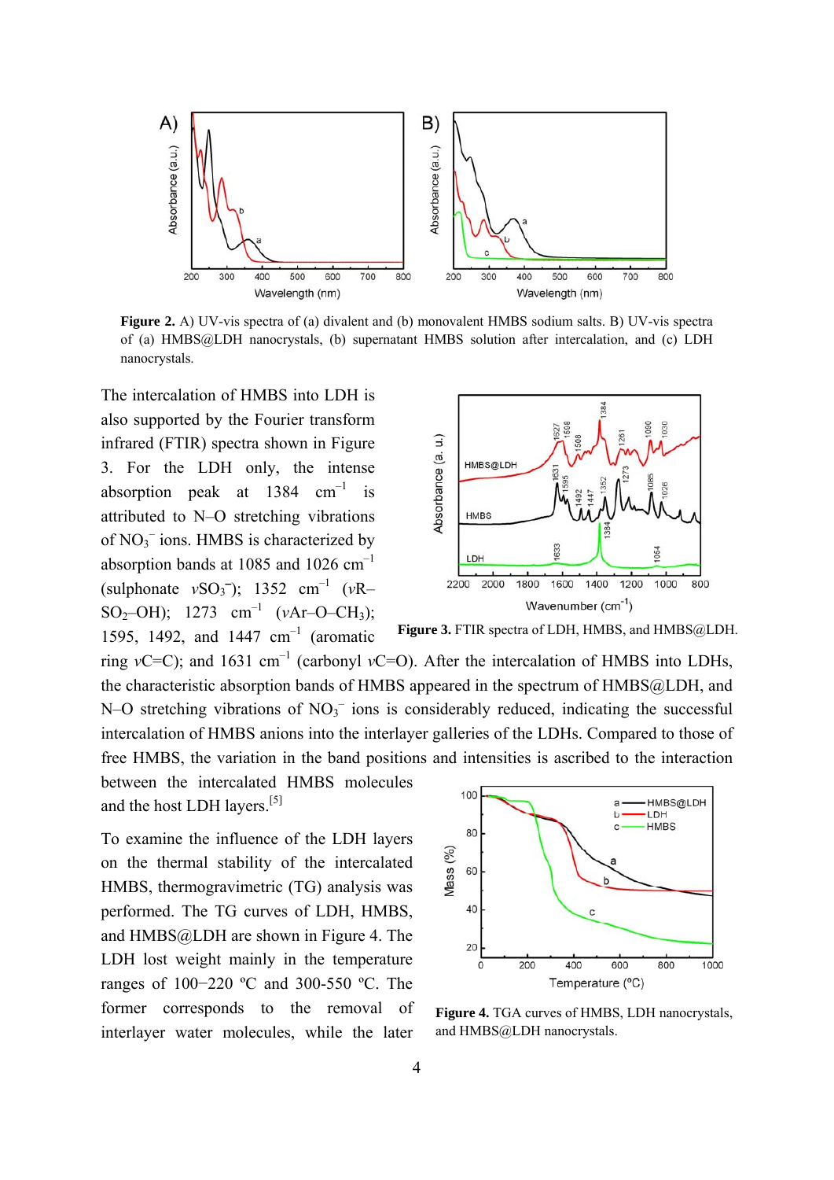**Figure 2.** A) UV-vis spectra of (a) divalent and (b) monovalent HMBS sodium salts. B) UV-vis spectra of (a) HMBS@LDH nanocrystals, (b) supernatant HMBS solution after intercalation, and (c) LDH nanocrystals.

The intercalation of HMBS into LDH is also supported by the Fourier transform infrared (FTIR) spectra shown in Figure 3. For the LDH only, the intense absorption peak at 1384 $cm^{-1}$ is attributed to N–O stretching vibrations of $NO_3^-$ ions. HMBS is characterized by absorption bands at 1085 and 1026 $cm^{-1}$ (sulphonate $\nu SO_3^-$); 1352 $cm^{-1}$ ($\nu$R–$SO_2$–OH); 1273 $cm^{-1}$ ($\nu$Ar–O–$CH_3$); 1595, 1492, and 1447 $cm^{-1}$ (aromatic ring $\nu$C=C); and 1631 $cm^{-1}$ (carbonyl $\nu$C=O). After the intercalation of HMBS into LDHs, the characteristic absorption bands of HMBS appeared in the spectrum of HMBS@LDH, and N–O stretching vibrations of $NO_3^-$ ions is considerably reduced, indicating the successful intercalation of HMBS anions into the interlayer galleries of the LDHs. Compared to those of free HMBS, the variation in the band positions and intensities is ascribed to the interaction between the intercalated HMBS molecules and the host LDH layers.[5]

**Figure 3.** FTIR spectra of LDH, HMBS, and HMBS@LDH.

To examine the influence of the LDH layers on the thermal stability of the intercalated HMBS, thermogravimetric (TG) analysis was performed. The TG curves of LDH, HMBS, and HMBS@LDH are shown in Figure 4. The LDH lost weight mainly in the temperature ranges of 100−220 ºC and 300-550 ºC. The former corresponds to the removal of interlayer water molecules, while the later

**Figure 4.** TGA curves of HMBS, LDH nanocrystals, and HMBS@LDH nanocrystals.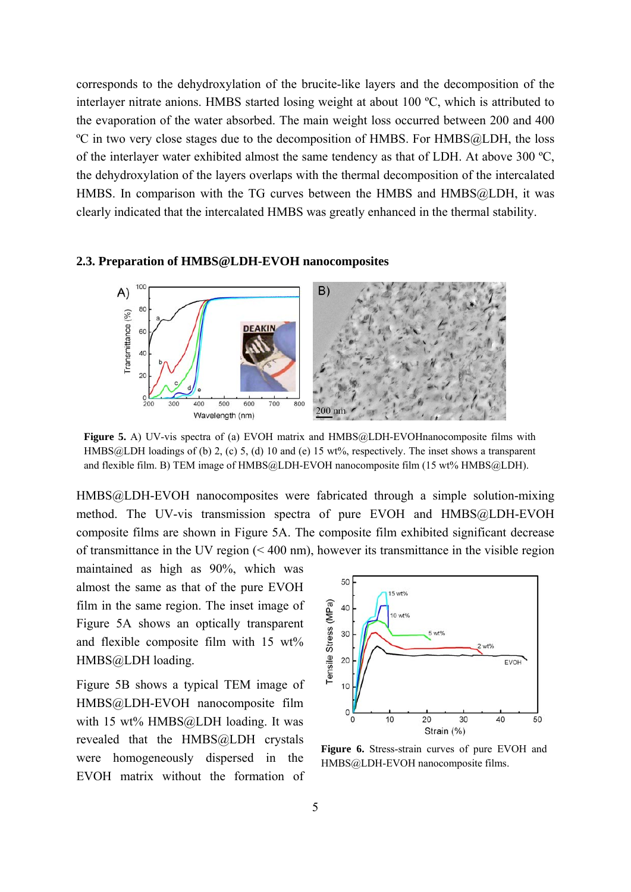corresponds to the dehydroxylation of the brucite-like layers and the decomposition of the interlayer nitrate anions. HMBS started losing weight at about 100 ºC, which is attributed to the evaporation of the water absorbed. The main weight loss occurred between 200 and 400 ºC in two very close stages due to the decomposition of HMBS. For HMBS@LDH, the loss of the interlayer water exhibited almost the same tendency as that of LDH. At above 300 ºC, the dehydroxylation of the layers overlaps with the thermal decomposition of the intercalated HMBS. In comparison with the TG curves between the HMBS and HMBS@LDH, it was clearly indicated that the intercalated HMBS was greatly enhanced in the thermal stability.

### 2.3. Preparation of HMBS@LDH-EVOH nanocomposites

**Figure 5.** A) UV-vis spectra of (a) EVOH matrix and HMBS@LDH-EVOHnanocomposite films with HMBS@LDH loadings of (b) 2, (c) 5, (d) 10 and (e) 15 wt%, respectively. The inset shows a transparent and flexible film. B) TEM image of HMBS@LDH-EVOH nanocomposite film (15 wt% HMBS@LDH).

HMBS@LDH-EVOH nanocomposites were fabricated through a simple solution-mixing method. The UV-vis transmission spectra of pure EVOH and HMBS@LDH-EVOH composite films are shown in Figure 5A. The composite film exhibited significant decrease of transmittance in the UV region (< 400 nm), however its transmittance in the visible region maintained as high as 90%, which was almost the same as that of the pure EVOH film in the same region. The inset image of Figure 5A shows an optically transparent and flexible composite film with 15 wt% HMBS@LDH loading.

Figure 5B shows a typical TEM image of HMBS@LDH-EVOH nanocomposite film with 15 wt% HMBS@LDH loading. It was revealed that the HMBS@LDH crystals were homogeneously dispersed in the EVOH matrix without the formation of

**Figure 6.** Stress-strain curves of pure EVOH and HMBS@LDH-EVOH nanocomposite films.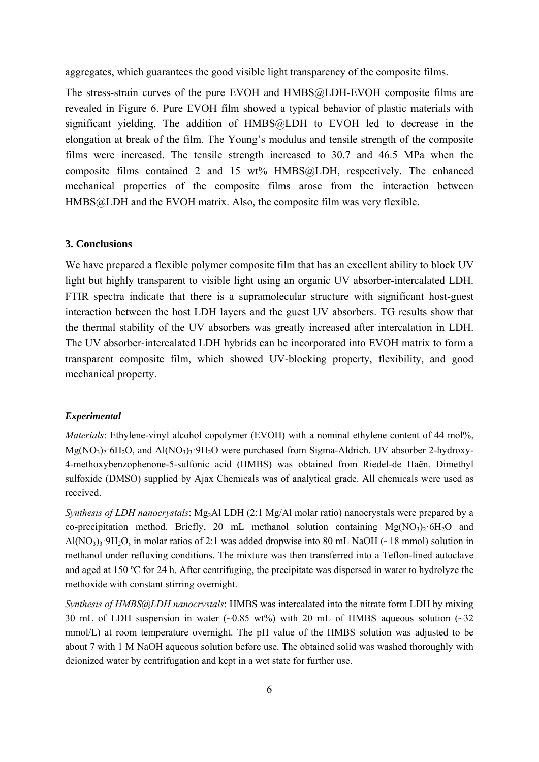aggregates, which guarantees the good visible light transparency of the composite films.

The stress-strain curves of the pure EVOH and HMBS@LDH-EVOH composite films are revealed in Figure 6. Pure EVOH film showed a typical behavior of plastic materials with significant yielding. The addition of HMBS@LDH to EVOH led to decrease in the elongation at break of the film. The Young's modulus and tensile strength of the composite films were increased. The tensile strength increased to 30.7 and 46.5 MPa when the composite films contained 2 and 15 wt% HMBS@LDH, respectively. The enhanced mechanical properties of the composite films arose from the interaction between HMBS@LDH and the EVOH matrix. Also, the composite film was very flexible.

### 3. Conclusions

We have prepared a flexible polymer composite film that has an excellent ability to block UV light but highly transparent to visible light using an organic UV absorber-intercalated LDH. FTIR spectra indicate that there is a supramolecular structure with significant host-guest interaction between the host LDH layers and the guest UV absorbers. TG results show that the thermal stability of the UV absorbers was greatly increased after intercalation in LDH. The UV absorber-intercalated LDH hybrids can be incorporated into EVOH matrix to form a transparent composite film, which showed UV-blocking property, flexibility, and good mechanical property.

#### *Experimental*

*Materials*: Ethylene-vinyl alcohol copolymer (EVOH) with a nominal ethylene content of 44 mol%, $Mg(NO_3)_2{\cdot}6H_2O$, and $Al(NO_3)_3{\cdot}9H_2O$ were purchased from Sigma-Aldrich. UV absorber 2-hydroxy-4-methoxybenzophenone-5-sulfonic acid (HMBS) was obtained from Riedel-de Haën. Dimethyl sulfoxide (DMSO) supplied by Ajax Chemicals was of analytical grade. All chemicals were used as received.

*Synthesis of LDH nanocrystals*: $Mg_2Al$ LDH (2:1 Mg/Al molar ratio) nanocrystals were prepared by a co-precipitation method. Briefly, 20 mL methanol solution containing $Mg(NO_3)_2{\cdot}6H_2O$ and $Al(NO_3)_3{\cdot}9H_2O$, in molar ratios of 2:1 was added dropwise into 80 mL NaOH (~18 mmol) solution in methanol under refluxing conditions. The mixture was then transferred into a Teflon-lined autoclave and aged at 150 ºC for 24 h. After centrifuging, the precipitate was dispersed in water to hydrolyze the methoxide with constant stirring overnight.

*Synthesis of HMBS@LDH nanocrystals*: HMBS was intercalated into the nitrate form LDH by mixing 30 mL of LDH suspension in water (~0.85 wt%) with 20 mL of HMBS aqueous solution (~32 mmol/L) at room temperature overnight. The pH value of the HMBS solution was adjusted to be about 7 with 1 M NaOH aqueous solution before use. The obtained solid was washed thoroughly with deionized water by centrifugation and kept in a wet state for further use.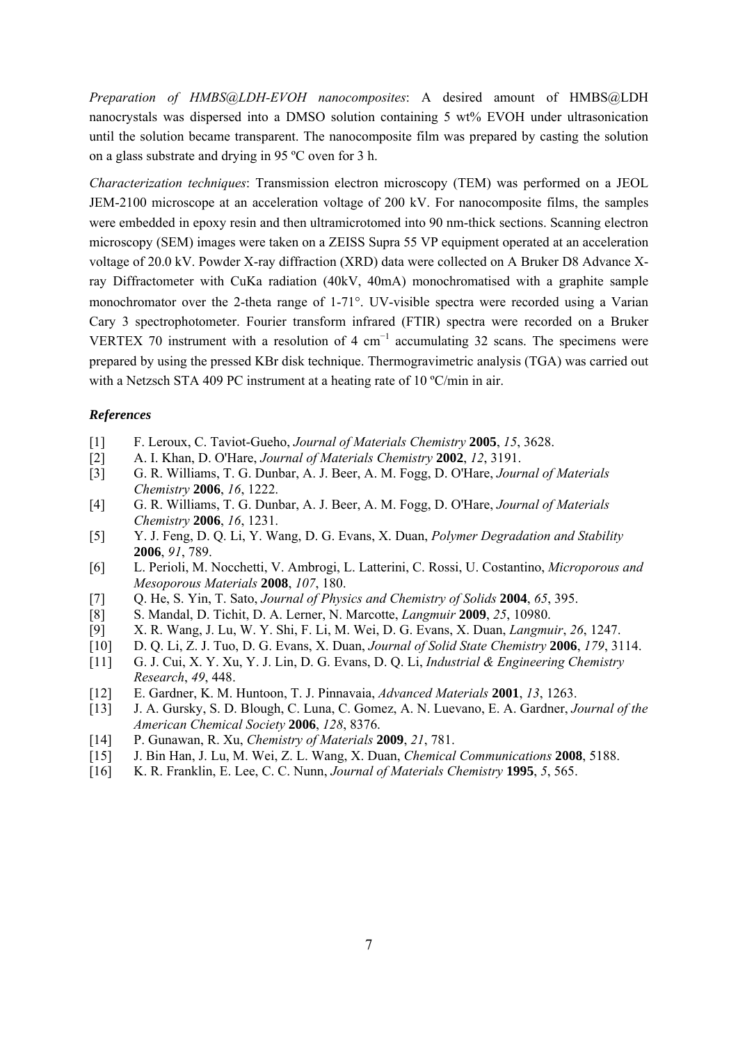*Preparation of HMBS@LDH-EVOH nanocomposites*: A desired amount of HMBS@LDH nanocrystals was dispersed into a DMSO solution containing 5 wt% EVOH under ultrasonication until the solution became transparent. The nanocomposite film was prepared by casting the solution on a glass substrate and drying in 95 ºC oven for 3 h.

*Characterization techniques*: Transmission electron microscopy (TEM) was performed on a JEOL JEM-2100 microscope at an acceleration voltage of 200 kV. For nanocomposite films, the samples were embedded in epoxy resin and then ultramicrotomed into 90 nm-thick sections. Scanning electron microscopy (SEM) images were taken on a ZEISS Supra 55 VP equipment operated at an acceleration voltage of 20.0 kV. Powder X-ray diffraction (XRD) data were collected on A Bruker D8 Advance X-ray Diffractometer with CuKa radiation (40kV, 40mA) monochromatised with a graphite sample monochromator over the 2-theta range of 1-71°. UV-visible spectra were recorded using a Varian Cary 3 spectrophotometer. Fourier transform infrared (FTIR) spectra were recorded on a Bruker VERTEX 70 instrument with a resolution of 4 $cm^{-1}$ accumulating 32 scans. The specimens were prepared by using the pressed KBr disk technique. Thermogravimetric analysis (TGA) was carried out with a Netzsch STA 409 PC instrument at a heating rate of 10 ºC/min in air.

## *References*

[1] F. Leroux, C. Taviot-Gueho, *Journal of Materials Chemistry* **2005**, *15*, 3628.
[2] A. I. Khan, D. O'Hare, *Journal of Materials Chemistry* **2002**, *12*, 3191.
[3] G. R. Williams, T. G. Dunbar, A. J. Beer, A. M. Fogg, D. O'Hare, *Journal of Materials Chemistry* **2006**, *16*, 1222.
[4] G. R. Williams, T. G. Dunbar, A. J. Beer, A. M. Fogg, D. O'Hare, *Journal of Materials Chemistry* **2006**, *16*, 1231.
[5] Y. J. Feng, D. Q. Li, Y. Wang, D. G. Evans, X. Duan, *Polymer Degradation and Stability* **2006**, *91*, 789.
[6] L. Perioli, M. Nocchetti, V. Ambrogi, L. Latterini, C. Rossi, U. Costantino, *Microporous and Mesoporous Materials* **2008**, *107*, 180.
[7] Q. He, S. Yin, T. Sato, *Journal of Physics and Chemistry of Solids* **2004**, *65*, 395.
[8] S. Mandal, D. Tichit, D. A. Lerner, N. Marcotte, *Langmuir* **2009**, *25*, 10980.
[9] X. R. Wang, J. Lu, W. Y. Shi, F. Li, M. Wei, D. G. Evans, X. Duan, *Langmuir*, *26*, 1247.
[10] D. Q. Li, Z. J. Tuo, D. G. Evans, X. Duan, *Journal of Solid State Chemistry* **2006**, *179*, 3114.
[11] G. J. Cui, X. Y. Xu, Y. J. Lin, D. G. Evans, D. Q. Li, *Industrial & Engineering Chemistry Research*, *49*, 448.
[12] E. Gardner, K. M. Huntoon, T. J. Pinnavaia, *Advanced Materials* **2001**, *13*, 1263.
[13] J. A. Gursky, S. D. Blough, C. Luna, C. Gomez, A. N. Luevano, E. A. Gardner, *Journal of the American Chemical Society* **2006**, *128*, 8376.
[14] P. Gunawan, R. Xu, *Chemistry of Materials* **2009**, *21*, 781.
[15] J. Bin Han, J. Lu, M. Wei, Z. L. Wang, X. Duan, *Chemical Communications* **2008**, 5188.
[16] K. R. Franklin, E. Lee, C. C. Nunn, *Journal of Materials Chemistry* **1995**, *5*, 565.